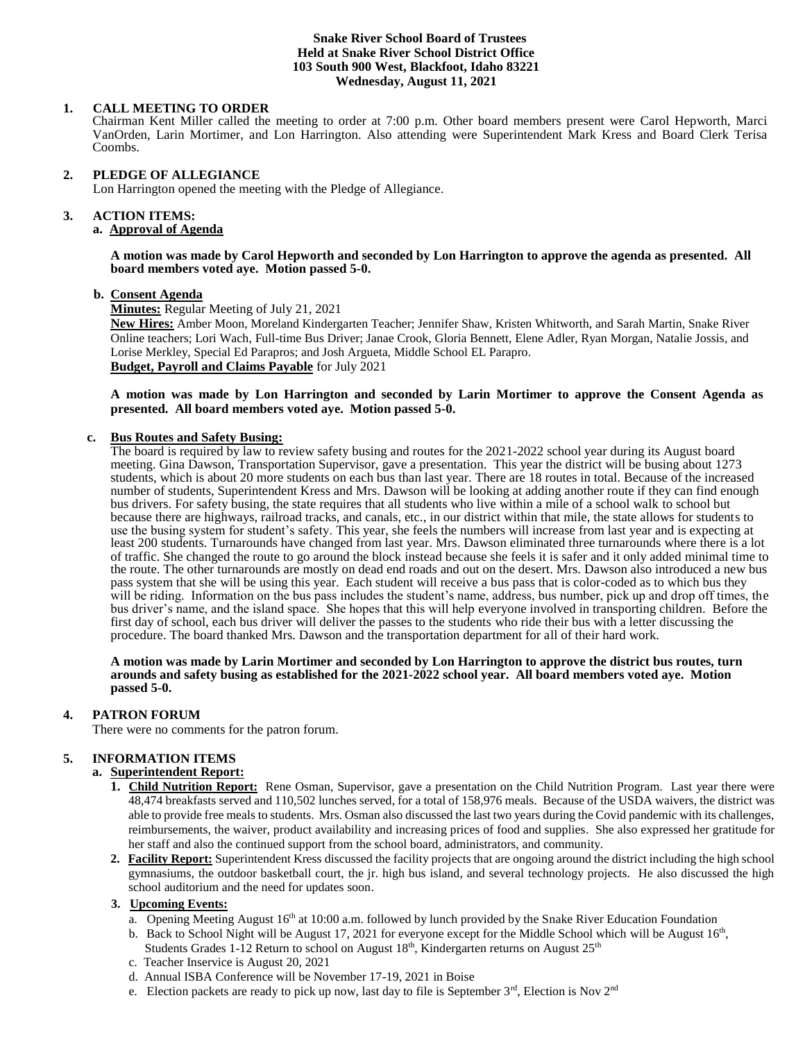**Snake River School Board of Trustees**
**Held at Snake River School District Office**
**103 South 900 West, Blackfoot, Idaho 83221**
**Wednesday, August 11, 2021**

**1. CALL MEETING TO ORDER**

Chairman Kent Miller called the meeting to order at 7:00 p.m. Other board members present were Carol Hepworth, Marci VanOrden, Larin Mortimer, and Lon Harrington. Also attending were Superintendent Mark Kress and Board Clerk Terisa Coombs.

**2. PLEDGE OF ALLEGIANCE**

Lon Harrington opened the meeting with the Pledge of Allegiance.

**3. ACTION ITEMS:**

**a. Approval of Agenda**

**A motion was made by Carol Hepworth and seconded by Lon Harrington to approve the agenda as presented. All board members voted aye. Motion passed 5-0.**

**b. Consent Agenda**

**Minutes:** Regular Meeting of July 21, 2021

**New Hires:** Amber Moon, Moreland Kindergarten Teacher; Jennifer Shaw, Kristen Whitworth, and Sarah Martin, Snake River Online teachers; Lori Wach, Full-time Bus Driver; Janae Crook, Gloria Bennett, Elene Adler, Ryan Morgan, Natalie Jossis, and Lorise Merkley, Special Ed Parapros; and Josh Argueta, Middle School EL Parapro.

**Budget, Payroll and Claims Payable** for July 2021

**A motion was made by Lon Harrington and seconded by Larin Mortimer to approve the Consent Agenda as presented. All board members voted aye. Motion passed 5-0.**

**c. Bus Routes and Safety Busing:**

The board is required by law to review safety busing and routes for the 2021-2022 school year during its August board meeting. Gina Dawson, Transportation Supervisor, gave a presentation. This year the district will be busing about 1273 students, which is about 20 more students on each bus than last year. There are 18 routes in total. Because of the increased number of students, Superintendent Kress and Mrs. Dawson will be looking at adding another route if they can find enough bus drivers. For safety busing, the state requires that all students who live within a mile of a school walk to school but because there are highways, railroad tracks, and canals, etc., in our district within that mile, the state allows for students to use the busing system for student's safety. This year, she feels the numbers will increase from last year and is expecting at least 200 students. Turnarounds have changed from last year. Mrs. Dawson eliminated three turnarounds where there is a lot of traffic. She changed the route to go around the block instead because she feels it is safer and it only added minimal time to the route. The other turnarounds are mostly on dead end roads and out on the desert. Mrs. Dawson also introduced a new bus pass system that she will be using this year. Each student will receive a bus pass that is color-coded as to which bus they will be riding. Information on the bus pass includes the student's name, address, bus number, pick up and drop off times, the bus driver's name, and the island space. She hopes that this will help everyone involved in transporting children. Before the first day of school, each bus driver will deliver the passes to the students who ride their bus with a letter discussing the procedure. The board thanked Mrs. Dawson and the transportation department for all of their hard work.

**A motion was made by Larin Mortimer and seconded by Lon Harrington to approve the district bus routes, turn arounds and safety busing as established for the 2021-2022 school year. All board members voted aye. Motion passed 5-0.**

**4. PATRON FORUM**

There were no comments for the patron forum.

**5. INFORMATION ITEMS**

**a. Superintendent Report:**

1. **Child Nutrition Report:** Rene Osman, Supervisor, gave a presentation on the Child Nutrition Program. Last year there were 48,474 breakfasts served and 110,502 lunches served, for a total of 158,976 meals. Because of the USDA waivers, the district was able to provide free meals to students. Mrs. Osman also discussed the last two years during the Covid pandemic with its challenges, reimbursements, the waiver, product availability and increasing prices of food and supplies. She also expressed her gratitude for her staff and also the continued support from the school board, administrators, and community.
2. **Facility Report:** Superintendent Kress discussed the facility projects that are ongoing around the district including the high school gymnasiums, the outdoor basketball court, the jr. high bus island, and several technology projects. He also discussed the high school auditorium and the need for updates soon.
3. **Upcoming Events:**
   a. Opening Meeting August 16th at 10:00 a.m. followed by lunch provided by the Snake River Education Foundation
   b. Back to School Night will be August 17, 2021 for everyone except for the Middle School which will be August 16th, Students Grades 1-12 Return to school on August 18th, Kindergarten returns on August 25th
   c. Teacher Inservice is August 20, 2021
   d. Annual ISBA Conference will be November 17-19, 2021 in Boise
   e. Election packets are ready to pick up now, last day to file is September 3rd, Election is Nov 2nd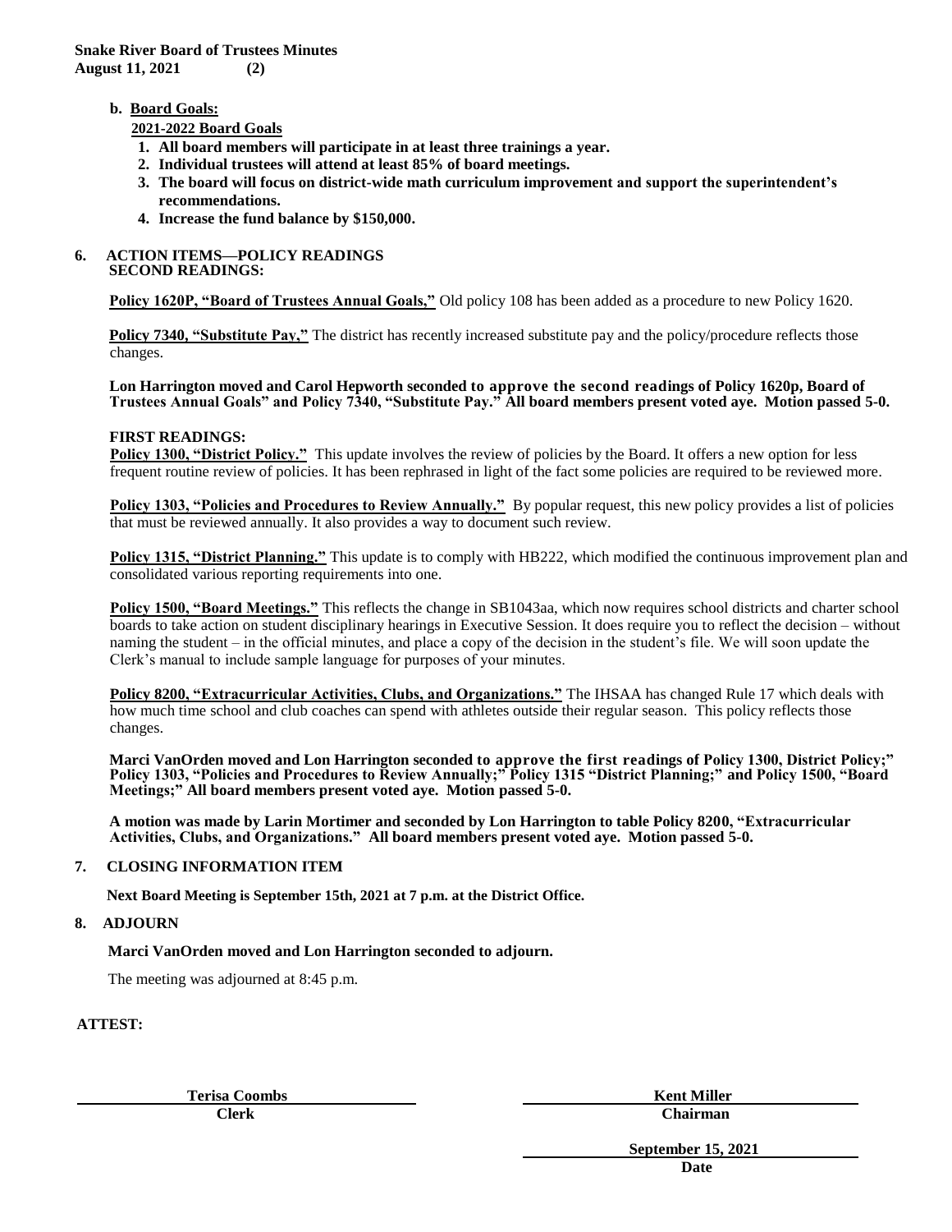**Snake River Board of Trustees Minutes**
**August 11, 2021 (2)**

**b. Board Goals:**

**2021-2022 Board Goals**

1. **All board members will participate in at least three trainings a year.**
2. **Individual trustees will attend at least 85% of board meetings.**
3. **The board will focus on district-wide math curriculum improvement and support the superintendent's recommendations.**
4. **Increase the fund balance by $150,000.**

## 6. ACTION ITEMS—POLICY READINGS

**SECOND READINGS:**

**Policy 1620P, "Board of Trustees Annual Goals,"** Old policy 108 has been added as a procedure to new Policy 1620.

**Policy 7340, "Substitute Pay,"** The district has recently increased substitute pay and the policy/procedure reflects those changes.

**Lon Harrington moved and Carol Hepworth seconded to approve the second readings of Policy 1620p, Board of Trustees Annual Goals" and Policy 7340, "Substitute Pay." All board members present voted aye. Motion passed 5-0.**

**FIRST READINGS:**

**Policy 1300, "District Policy."** This update involves the review of policies by the Board. It offers a new option for less frequent routine review of policies. It has been rephrased in light of the fact some policies are required to be reviewed more.

**Policy 1303, "Policies and Procedures to Review Annually."** By popular request, this new policy provides a list of policies that must be reviewed annually. It also provides a way to document such review.

**Policy 1315, "District Planning."** This update is to comply with HB222, which modified the continuous improvement plan and consolidated various reporting requirements into one.

**Policy 1500, "Board Meetings."** This reflects the change in SB1043aa, which now requires school districts and charter school boards to take action on student disciplinary hearings in Executive Session. It does require you to reflect the decision – without naming the student – in the official minutes, and place a copy of the decision in the student's file. We will soon update the Clerk's manual to include sample language for purposes of your minutes.

**Policy 8200, "Extracurricular Activities, Clubs, and Organizations."** The IHSAA has changed Rule 17 which deals with how much time school and club coaches can spend with athletes outside their regular season. This policy reflects those changes.

**Marci VanOrden moved and Lon Harrington seconded to approve the first readings of Policy 1300, District Policy;" Policy 1303, "Policies and Procedures to Review Annually;" Policy 1315 "District Planning;" and Policy 1500, "Board Meetings;" All board members present voted aye. Motion passed 5-0.**

**A motion was made by Larin Mortimer and seconded by Lon Harrington to table Policy 8200, "Extracurricular Activities, Clubs, and Organizations." All board members present voted aye. Motion passed 5-0.**

## 7. CLOSING INFORMATION ITEM

**Next Board Meeting is September 15th, 2021 at 7 p.m. at the District Office.**

## 8. ADJOURN

**Marci VanOrden moved and Lon Harrington seconded to adjourn.**

The meeting was adjourned at 8:45 p.m.

**ATTEST:**

**Terisa Coombs**
**Clerk**

**Kent Miller**
**Chairman**

**September 15, 2021**
**Date**